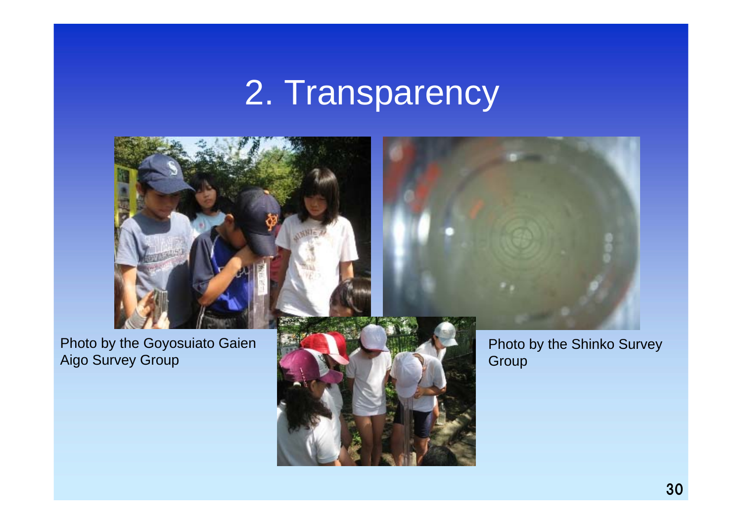# 2. Transparency

Photo by the Goyosuiato Gaien Aigo Survey Group

Photo by the Shinko Survey Group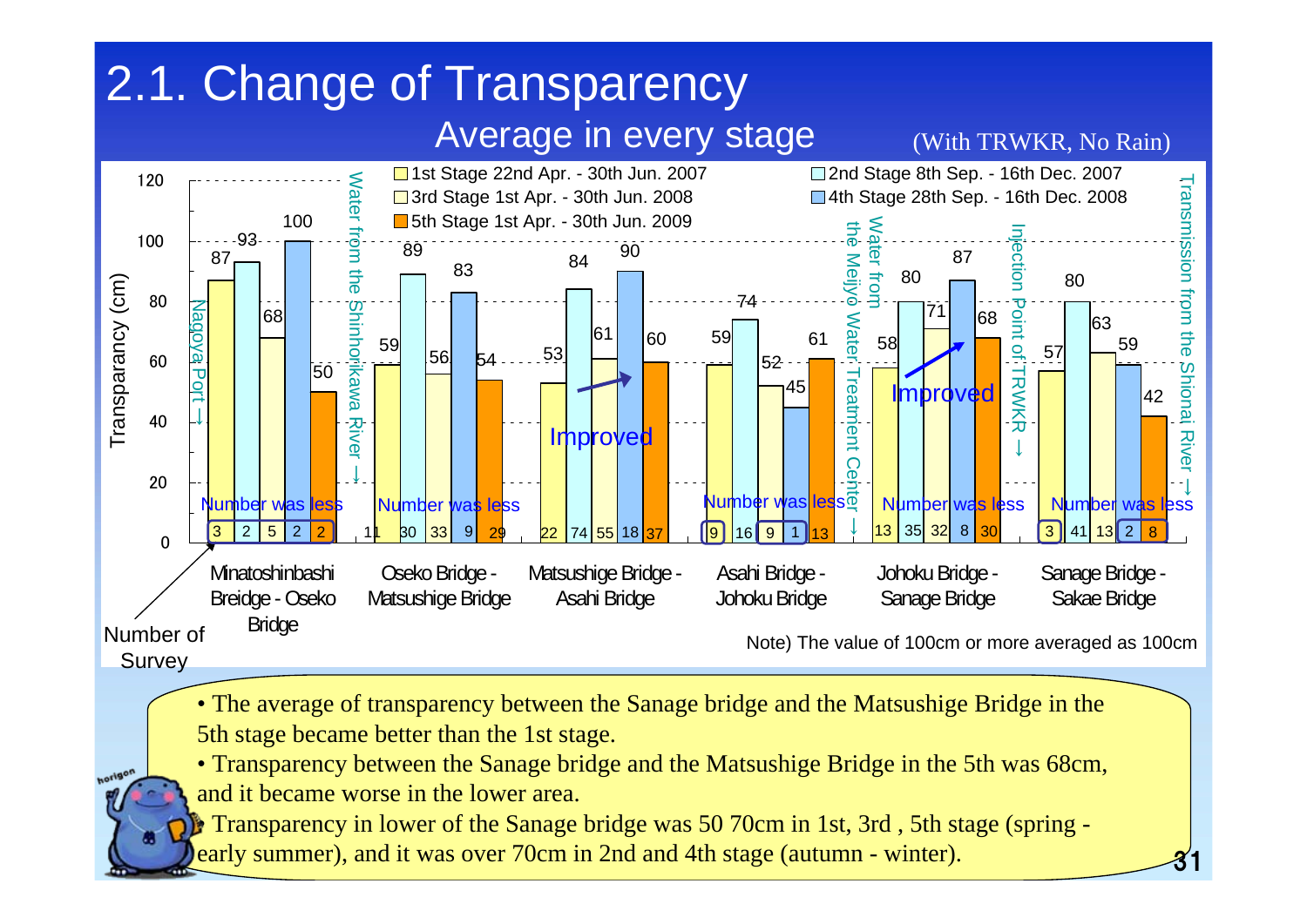# 2.1. Change of Transparency

## Average in every stage

(With TRWKR, No Rain)

| Section | 1st Stage 22nd Apr. - 30th Jun. 2007 | 2nd Stage 8th Sep. - 16th Dec. 2007 | 3rd Stage 1st Apr. - 30th Jun. 2008 | 4th Stage 28th Sep. - 16th Dec. 2008 | 5th Stage 1st Apr. - 30th Jun. 2009 |
|---|---|---|---|---|---|
| Minatoshinbashi Breidge - Oseko Bridge | 87 (3) | 93 (2) | 68 (5) | 100 (2) | 50 (2) |
| Oseko Bridge - Matsushige Bridge | 59 (11) | 89 (30) | 56 (33) | 83 (9) | 54 (29) |
| Matsushige Bridge - Asahi Bridge | 53 (22) | 84 (74) | 61 (55) | 90 (18) | 60 (37) |
| Asahi Bridge - Johoku Bridge | 59 (9) | 74 (16) | 52 (9) | 45 (1) | 61 (13) |
| Johoku Bridge - Sanage Bridge | 58 (13) | 80 (35) | 71 (32) | 87 (8) | 68 (30) |
| Sanage Bridge - Sakae Bridge | 57 (3) | 80 (41) | 63 (13) | 59 (2) | 42 (8) |

Values: Transparency (cm); values in parentheses: Number of Survey. "Number was less" noted for several sections. "Improved" noted for Matsushige Bridge - Asahi Bridge and Johoku Bridge - Sanage Bridge.

Chart annotations: Nagoya Port →; Water from the Shinhorikawa River →; Water from the Meijyo Water Treatment Center →; Injection Point of TRWKR →; Transmission from the Shionai River →

Note) The value of 100cm or more averaged as 100cm

- The average of transparency between the Sanage bridge and the Matsushige Bridge in the 5th stage became better than the 1st stage.
- Transparency between the Sanage bridge and the Matsushige Bridge in the 5th was 68cm, and it became worse in the lower area.
- Transparency in lower of the Sanage bridge was 50 70cm in 1st, 3rd , 5th stage (spring - early summer), and it was over 70cm in 2nd and 4th stage (autumn - winter).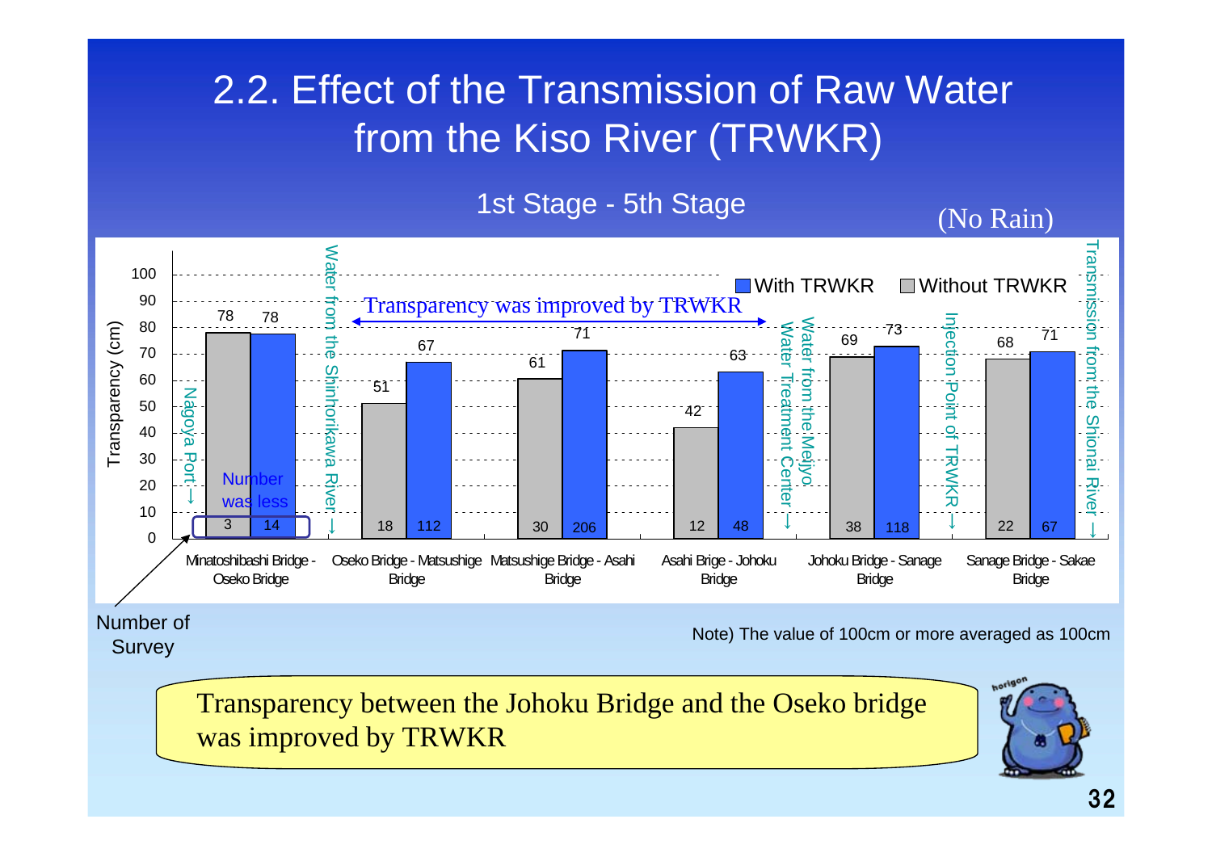# 2.2. Effect of the Transmission of Raw Water from the Kiso River (TRWKR)

1st Stage - 5th Stage (No Rain)

Transparency (cm)

| Section | Without TRWKR | With TRWKR | Number of Survey (Without) | Number of Survey (With) |
|---|---|---|---|---|
| Minatoshibashi Bridge - Oseko Bridge | 78 | 78 | 3 | 14 |
| Oseko Bridge - Matsushige Bridge | 51 | 67 | 18 | 112 |
| Matsushige Bridge - Asahi Bridge | 61 | 71 | 30 | 206 |
| Asahi Brige - Johoku Bridge | 42 | 63 | 12 | 48 |
| Johoku Bridge - Sanage Bridge | 69 | 73 | 38 | 118 |
| Sanage Bridge - Sakae Bridge | 68 | 71 | 22 | 67 |

Chart annotations: Nagoya Port ↓; Water from the Shinhorikawa River ↓; Water Treatment Center ↓; Water from the Meijyo; Injection Point of TRWKR ↓; Transmission from the Shionai River ↓; Transparency was improved by TRWKR; Number was less; Number of Survey

Note) The value of 100cm or more averaged as 100cm

Transparency between the Johoku Bridge and the Oseko bridge was improved by TRWKR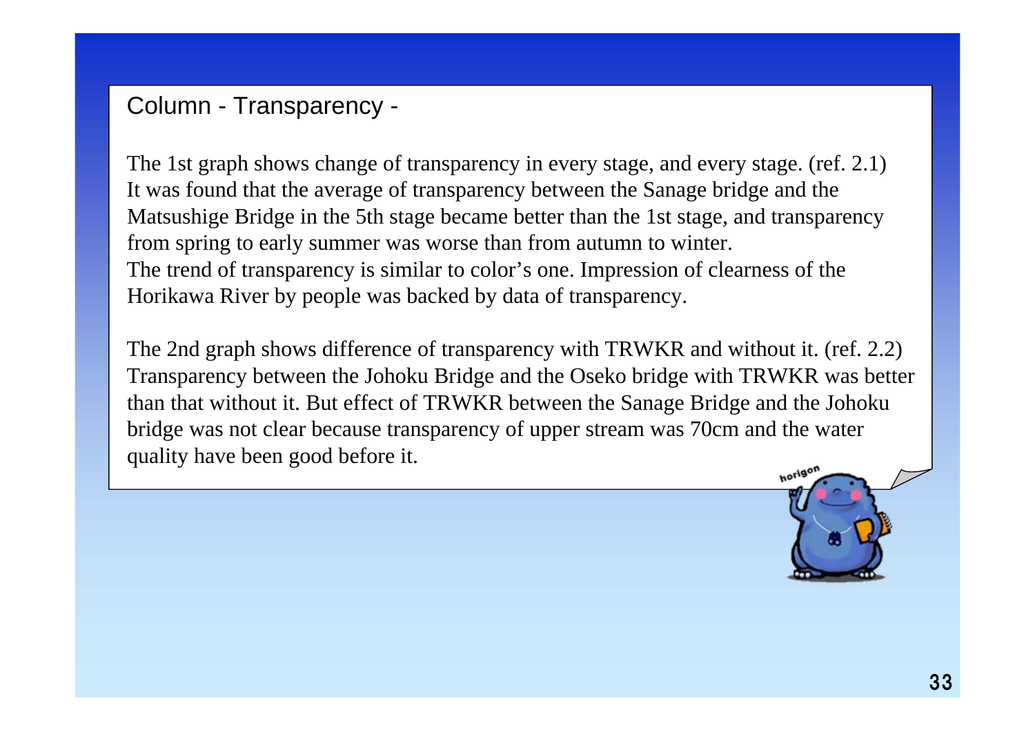## Column - Transparency -

The 1st graph shows change of transparency in every stage, and every stage. (ref. 2.1) It was found that the average of transparency between the Sanage bridge and the Matsushige Bridge in the 5th stage became better than the 1st stage, and transparency from spring to early summer was worse than from autumn to winter.
The trend of transparency is similar to color's one. Impression of clearness of the Horikawa River by people was backed by data of transparency.

The 2nd graph shows difference of transparency with TRWKR and without it. (ref. 2.2) Transparency between the Johoku Bridge and the Oseko bridge with TRWKR was better than that without it. But effect of TRWKR between the Sanage Bridge and the Johoku bridge was not clear because transparency of upper stream was 70cm and the water quality have been good before it.